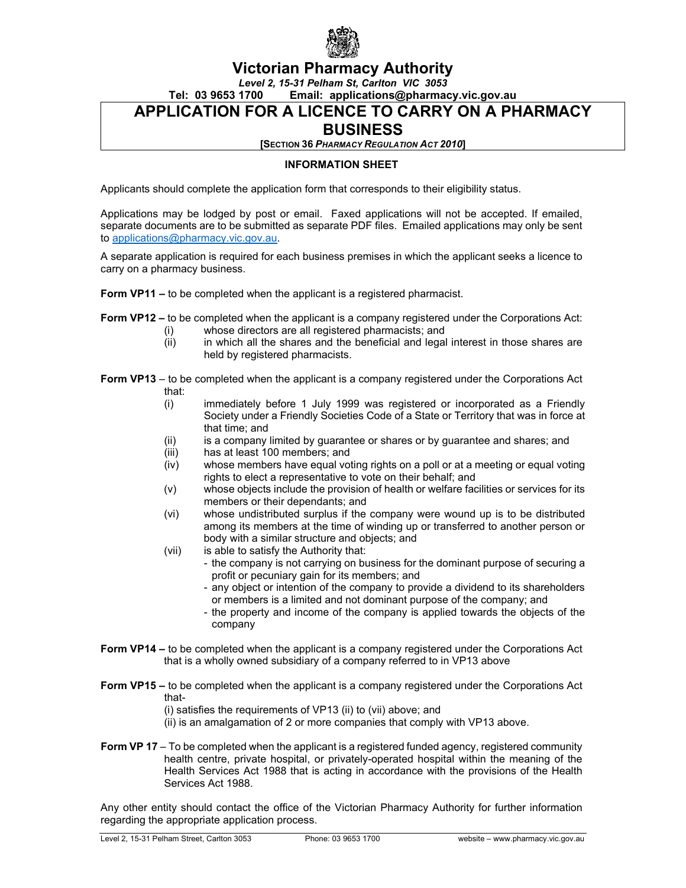# Victorian Pharmacy Authority

*Level 2, 15-31 Pelham St, Carlton VIC 3053*

**Tel: 03 9653 1700 Email: applications@pharmacy.vic.gov.au**

# APPLICATION FOR A LICENCE TO CARRY ON A PHARMACY BUSINESS

**[SECTION 36 *PHARMACY REGULATION ACT 2010*]**

## INFORMATION SHEET

Applicants should complete the application form that corresponds to their eligibility status.

Applications may be lodged by post or email. Faxed applications will not be accepted. If emailed, separate documents are to be submitted as separate PDF files. Emailed applications may only be sent to applications@pharmacy.vic.gov.au.

A separate application is required for each business premises in which the applicant seeks a licence to carry on a pharmacy business.

**Form VP11 –** to be completed when the applicant is a registered pharmacist.

**Form VP12 –** to be completed when the applicant is a company registered under the Corporations Act:

- (i) whose directors are all registered pharmacists; and
- (ii) in which all the shares and the beneficial and legal interest in those shares are held by registered pharmacists.

**Form VP13** – to be completed when the applicant is a company registered under the Corporations Act that:

- (i) immediately before 1 July 1999 was registered or incorporated as a Friendly Society under a Friendly Societies Code of a State or Territory that was in force at that time; and
- (ii) is a company limited by guarantee or shares or by guarantee and shares; and
- (iii) has at least 100 members; and
- (iv) whose members have equal voting rights on a poll or at a meeting or equal voting rights to elect a representative to vote on their behalf; and
- (v) whose objects include the provision of health or welfare facilities or services for its members or their dependants; and
- (vi) whose undistributed surplus if the company were wound up is to be distributed among its members at the time of winding up or transferred to another person or body with a similar structure and objects; and
- (vii) is able to satisfy the Authority that:
  - the company is not carrying on business for the dominant purpose of securing a profit or pecuniary gain for its members; and
  - any object or intention of the company to provide a dividend to its shareholders or members is a limited and not dominant purpose of the company; and
  - the property and income of the company is applied towards the objects of the company

**Form VP14 –** to be completed when the applicant is a company registered under the Corporations Act that is a wholly owned subsidiary of a company referred to in VP13 above

**Form VP15 –** to be completed when the applicant is a company registered under the Corporations Act that-

- (i) satisfies the requirements of VP13 (ii) to (vii) above; and
- (ii) is an amalgamation of 2 or more companies that comply with VP13 above.

**Form VP 17** – To be completed when the applicant is a registered funded agency, registered community health centre, private hospital, or privately-operated hospital within the meaning of the Health Services Act 1988 that is acting in accordance with the provisions of the Health Services Act 1988.

Any other entity should contact the office of the Victorian Pharmacy Authority for further information regarding the appropriate application process.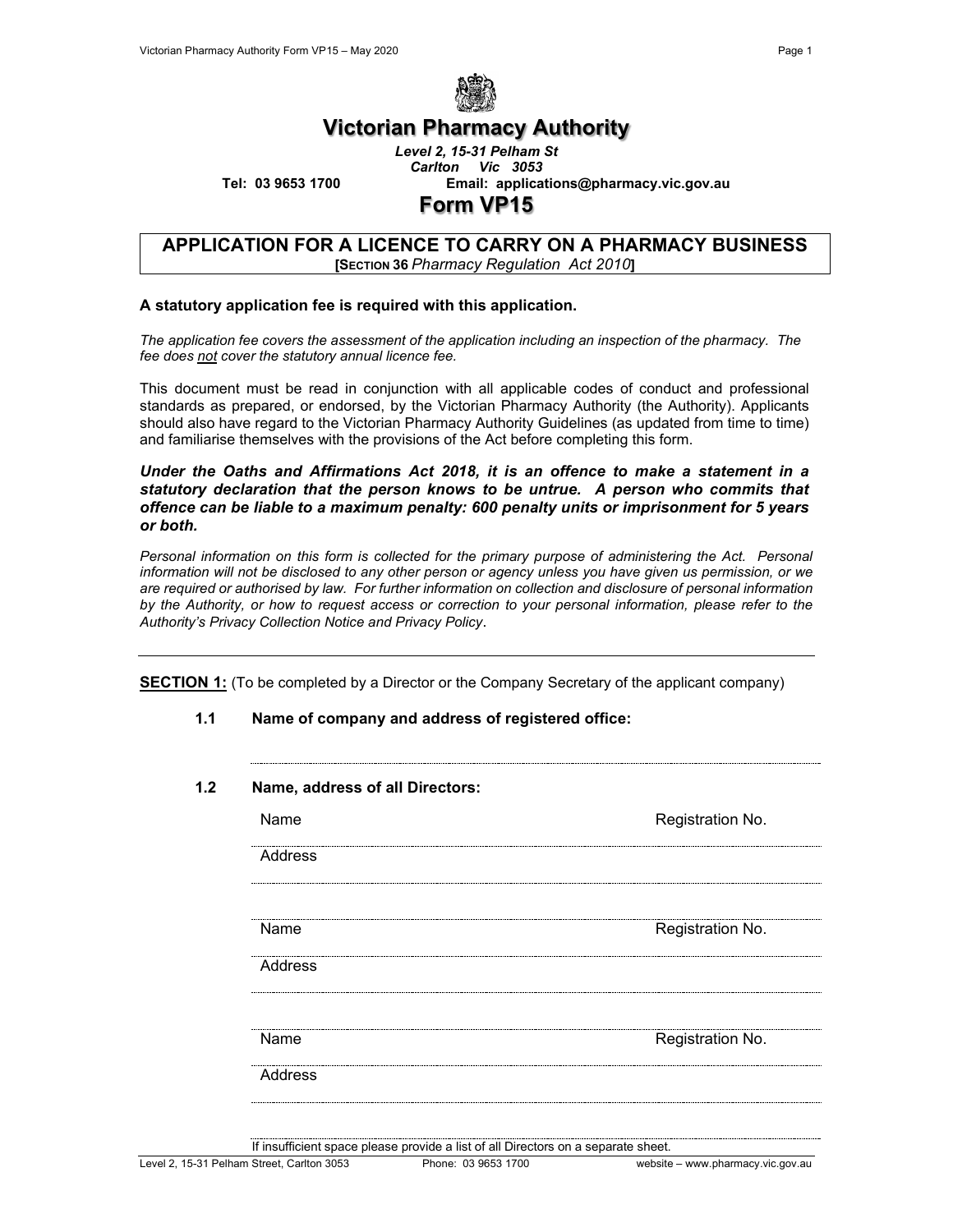# Victorian Pharmacy Authority

*Level 2, 15-31 Pelham St*
*Carlton Vic 3053*

**Tel: 03 9653 1700** **Email: applications@pharmacy.vic.gov.au**

# Form VP15

## APPLICATION FOR A LICENCE TO CARRY ON A PHARMACY BUSINESS

**[SECTION 36** *Pharmacy Regulation Act 2010***]**

**A statutory application fee is required with this application.**

*The application fee covers the assessment of the application including an inspection of the pharmacy. The fee does not cover the statutory annual licence fee.*

This document must be read in conjunction with all applicable codes of conduct and professional standards as prepared, or endorsed, by the Victorian Pharmacy Authority (the Authority). Applicants should also have regard to the Victorian Pharmacy Authority Guidelines (as updated from time to time) and familiarise themselves with the provisions of the Act before completing this form.

***Under the Oaths and Affirmations Act 2018, it is an offence to make a statement in a statutory declaration that the person knows to be untrue. A person who commits that offence can be liable to a maximum penalty: 600 penalty units or imprisonment for 5 years or both.***

*Personal information on this form is collected for the primary purpose of administering the Act. Personal information will not be disclosed to any other person or agency unless you have given us permission, or we are required or authorised by law. For further information on collection and disclosure of personal information by the Authority, or how to request access or correction to your personal information, please refer to the Authority's Privacy Collection Notice and Privacy Policy*.

---

**SECTION 1:** (To be completed by a Director or the Company Secretary of the applicant company)

**1.1 Name of company and address of registered office:**

..............................................................................................................................

**1.2 Name, address of all Directors:**

Name ............................................................ Registration No. ....................

Address ..............................................................................................................................

..............................................................................................................................

Name ............................................................ Registration No. ....................

Address ..............................................................................................................................

..............................................................................................................................

Name ............................................................ Registration No. ....................

Address ..............................................................................................................................

..............................................................................................................................

If insufficient space please provide a list of all Directors on a separate sheet.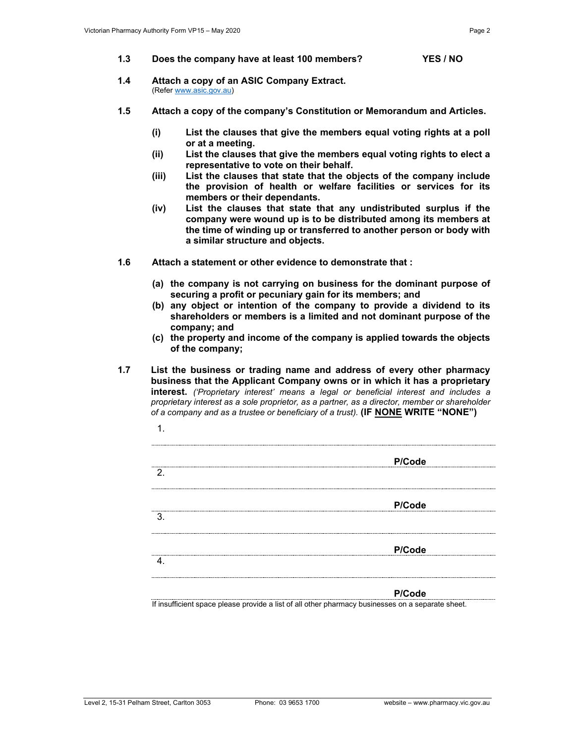**1.3 Does the company have at least 100 members? YES / NO**

**1.4 Attach a copy of an ASIC Company Extract.**
(Refer www.asic.gov.au)

**1.5 Attach a copy of the company's Constitution or Memorandum and Articles.**

- **(i) List the clauses that give the members equal voting rights at a poll or at a meeting.**
- **(ii) List the clauses that give the members equal voting rights to elect a representative to vote on their behalf.**
- **(iii) List the clauses that state that the objects of the company include the provision of health or welfare facilities or services for its members or their dependants.**
- **(iv) List the clauses that state that any undistributed surplus if the company were wound up is to be distributed among its members at the time of winding up or transferred to another person or body with a similar structure and objects.**

**1.6 Attach a statement or other evidence to demonstrate that :**

- **(a) the company is not carrying on business for the dominant purpose of securing a profit or pecuniary gain for its members; and**
- **(b) any object or intention of the company to provide a dividend to its shareholders or members is a limited and not dominant purpose of the company; and**
- **(c) the property and income of the company is applied towards the objects of the company;**

**1.7 List the business or trading name and address of every other pharmacy business that the Applicant Company owns or in which it has a proprietary interest.** *('Proprietary interest' means a legal or beneficial interest and includes a proprietary interest as a sole proprietor, as a partner, as a director, member or shareholder of a company and as a trustee or beneficiary of a trust).* **(IF NONE WRITE "NONE")**

1. ______________________________________________

______________________________________________ **P/Code** ________

2. ______________________________________________

______________________________________________ **P/Code** ________

3. ______________________________________________

______________________________________________ **P/Code** ________

4. ______________________________________________

______________________________________________ **P/Code** ________

If insufficient space please provide a list of all other pharmacy businesses on a separate sheet.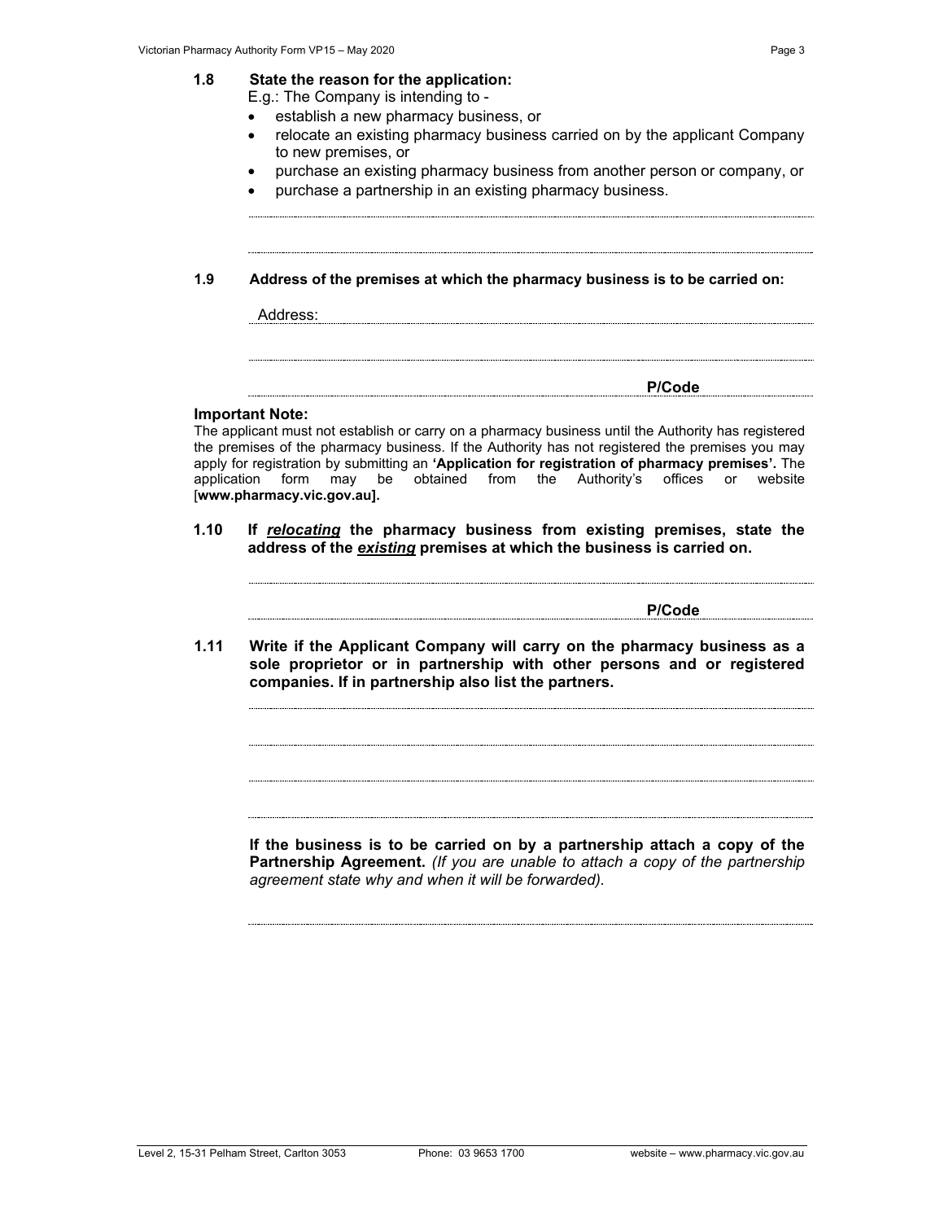**1.8 State the reason for the application:**

E.g.: The Company is intending to -

- establish a new pharmacy business, or
- relocate an existing pharmacy business carried on by the applicant Company to new premises, or
- purchase an existing pharmacy business from another person or company, or
- purchase a partnership in an existing pharmacy business.

..............................................................................................................................

..............................................................................................................................

**1.9 Address of the premises at which the pharmacy business is to be carried on:**

Address: ..............................................................................................................

..............................................................................................................................

.............................................................................................. **P/Code** ..............

**Important Note:**

The applicant must not establish or carry on a pharmacy business until the Authority has registered the premises of the pharmacy business. If the Authority has not registered the premises you may apply for registration by submitting an **'Application for registration of pharmacy premises'.** The application form may be obtained from the Authority's offices or website [**www.pharmacy.vic.gov.au].**

**1.10 If *relocating* the pharmacy business from existing premises, state the address of the *existing* premises at which the business is carried on.**

..............................................................................................................................

.............................................................................................. **P/Code** ..............

**1.11 Write if the Applicant Company will carry on the pharmacy business as a sole proprietor or in partnership with other persons and or registered companies. If in partnership also list the partners.**

..............................................................................................................................

..............................................................................................................................

..............................................................................................................................

..............................................................................................................................

**If the business is to be carried on by a partnership attach a copy of the Partnership Agreement.** *(If you are unable to attach a copy of the partnership agreement state why and when it will be forwarded).*

..............................................................................................................................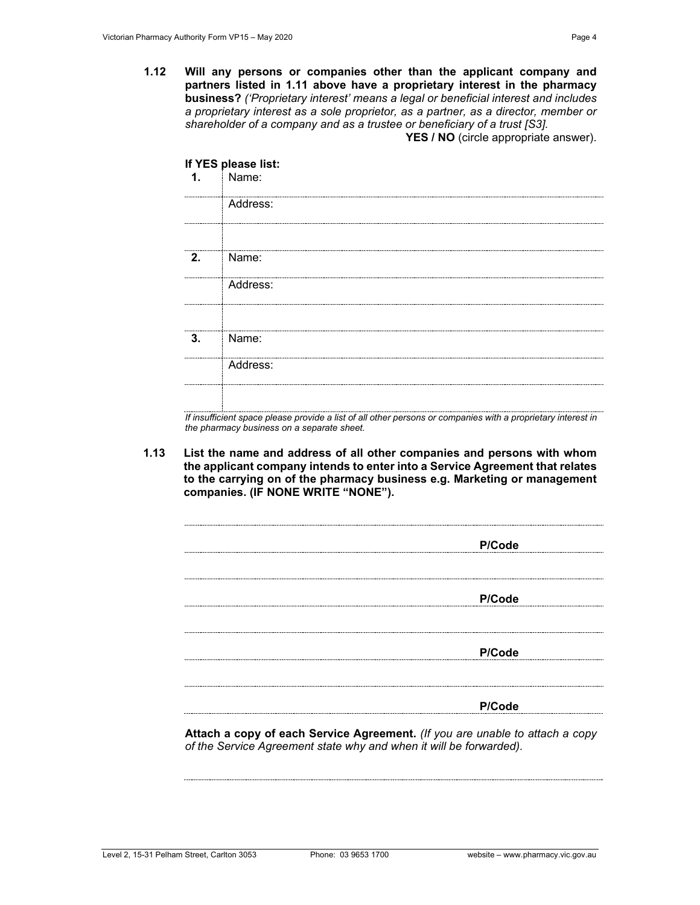**1.12 Will any persons or companies other than the applicant company and partners listed in 1.11 above have a proprietary interest in the pharmacy business?** *('Proprietary interest' means a legal or beneficial interest and includes a proprietary interest as a sole proprietor, as a partner, as a director, member or shareholder of a company and as a trustee or beneficiary of a trust [S3].*

**YES / NO** (circle appropriate answer).

**If YES please list:**

| | |
|---|---|
| **1.** | Name: |
| | Address: |
| | |
| **2.** | Name: |
| | Address: |
| | |
| **3.** | Name: |
| | Address: |
| | |

*If insufficient space please provide a list of all other persons or companies with a proprietary interest in the pharmacy business on a separate sheet.*

**1.13 List the name and address of all other companies and persons with whom the applicant company intends to enter into a Service Agreement that relates to the carrying on of the pharmacy business e.g. Marketing or management companies. (IF NONE WRITE "NONE").**

**P/Code**

**P/Code**

**P/Code**

**P/Code**

**Attach a copy of each Service Agreement.** *(If you are unable to attach a copy of the Service Agreement state why and when it will be forwarded).*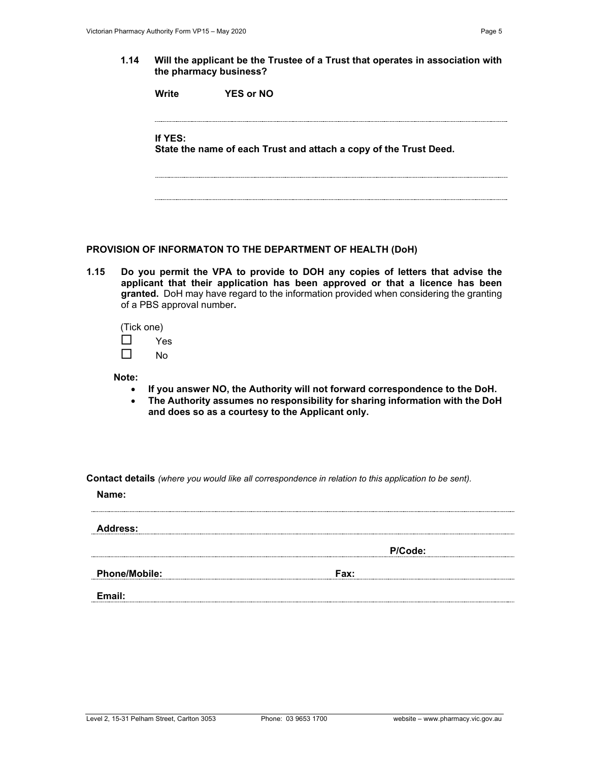**1.14 Will the applicant be the Trustee of a Trust that operates in association with the pharmacy business?**

**Write YES or NO**

..............................................................................................................................................

**If YES:**
**State the name of each Trust and attach a copy of the Trust Deed.**

..............................................................................................................................................

..............................................................................................................................................

## PROVISION OF INFORMATON TO THE DEPARTMENT OF HEALTH (DoH)

**1.15 Do you permit the VPA to provide to DOH any copies of letters that advise the applicant that their application has been approved or that a licence has been granted.** DoH may have regard to the information provided when considering the granting of a PBS approval number**.**

(Tick one)

☐ Yes

☐ No

**Note:**

- **If you answer NO, the Authority will not forward correspondence to the DoH.**
- **The Authority assumes no responsibility for sharing information with the DoH and does so as a courtesy to the Applicant only.**

**Contact details** *(where you would like all correspondence in relation to this application to be sent).*

**Name:** ..............................................................................................................................................

**Address:** ..............................................................................................................................................

.............................................................................................. **P/Code:** ..............................

**Phone/Mobile:** .............................................................. **Fax:** ..............................................

**Email:** ..............................................................................................................................................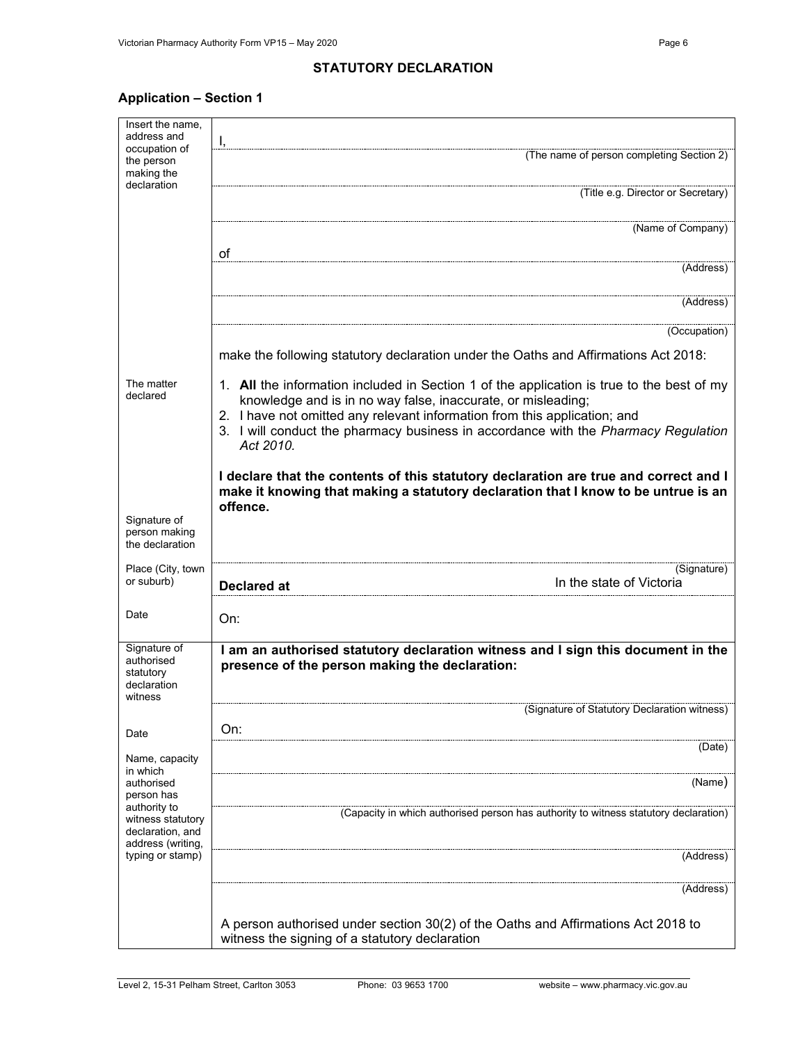## STATUTORY DECLARATION

### Application – Section 1

| | |
|---|---|
| Insert the name, address and occupation of the person making the declaration | I, (The name of person completing Section 2)<br>(Title e.g. Director or Secretary)<br>(Name of Company)<br>of (Address)<br>(Address)<br>(Occupation)<br><br>make the following statutory declaration under the Oaths and Affirmations Act 2018: |
| The matter declared | 1. **All** the information included in Section 1 of the application is true to the best of my knowledge and is in no way false, inaccurate, or misleading;<br>2. I have not omitted any relevant information from this application; and<br>3. I will conduct the pharmacy business in accordance with the *Pharmacy Regulation Act 2010.*<br><br>**I declare that the contents of this statutory declaration are true and correct and I make it knowing that making a statutory declaration that I know to be untrue is an offence.** |
| Signature of person making the declaration | (Signature) |
| Place (City, town or suburb) | **Declared at** In the state of Victoria |
| Date | On: |
| Signature of authorised statutory declaration witness | **I am an authorised statutory declaration witness and I sign this document in the presence of the person making the declaration:**<br>(Signature of Statutory Declaration witness) |
| Date | On: (Date) |
| Name, capacity in which authorised person has authority to witness statutory declaration, and address (writing, typing or stamp) | (Name)<br>(Capacity in which authorised person has authority to witness statutory declaration)<br>(Address)<br>(Address)<br><br>A person authorised under section 30(2) of the Oaths and Affirmations Act 2018 to witness the signing of a statutory declaration |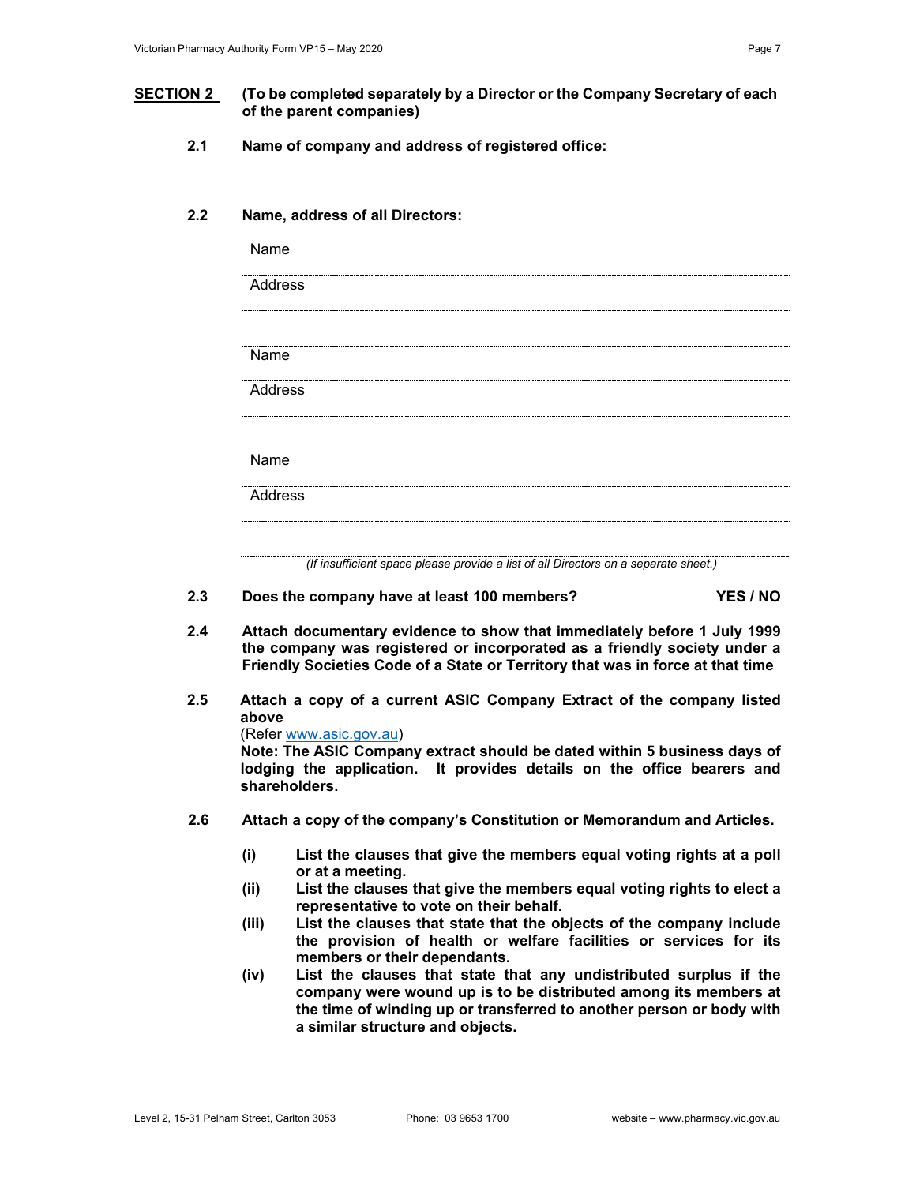## SECTION 2 (To be completed separately by a Director or the Company Secretary of each of the parent companies)

**2.1 Name of company and address of registered office:**

..............................................................................................................................

**2.2 Name, address of all Directors:**

Name ..............................................................................................................................

Address ..............................................................................................................................

..............................................................................................................................

Name ..............................................................................................................................

Address ..............................................................................................................................

..............................................................................................................................

Name ..............................................................................................................................

Address ..............................................................................................................................

..............................................................................................................................

*(If insufficient space please provide a list of all Directors on a separate sheet.)*

**2.3 Does the company have at least 100 members? YES / NO**

**2.4 Attach documentary evidence to show that immediately before 1 July 1999 the company was registered or incorporated as a friendly society under a Friendly Societies Code of a State or Territory that was in force at that time**

**2.5 Attach a copy of a current ASIC Company Extract of the company listed above**
(Refer www.asic.gov.au)
**Note: The ASIC Company extract should be dated within 5 business days of lodging the application. It provides details on the office bearers and shareholders.**

**2.6 Attach a copy of the company's Constitution or Memorandum and Articles.**

- **(i) List the clauses that give the members equal voting rights at a poll or at a meeting.**
- **(ii) List the clauses that give the members equal voting rights to elect a representative to vote on their behalf.**
- **(iii) List the clauses that state that the objects of the company include the provision of health or welfare facilities or services for its members or their dependants.**
- **(iv) List the clauses that state that any undistributed surplus if the company were wound up is to be distributed among its members at the time of winding up or transferred to another person or body with a similar structure and objects.**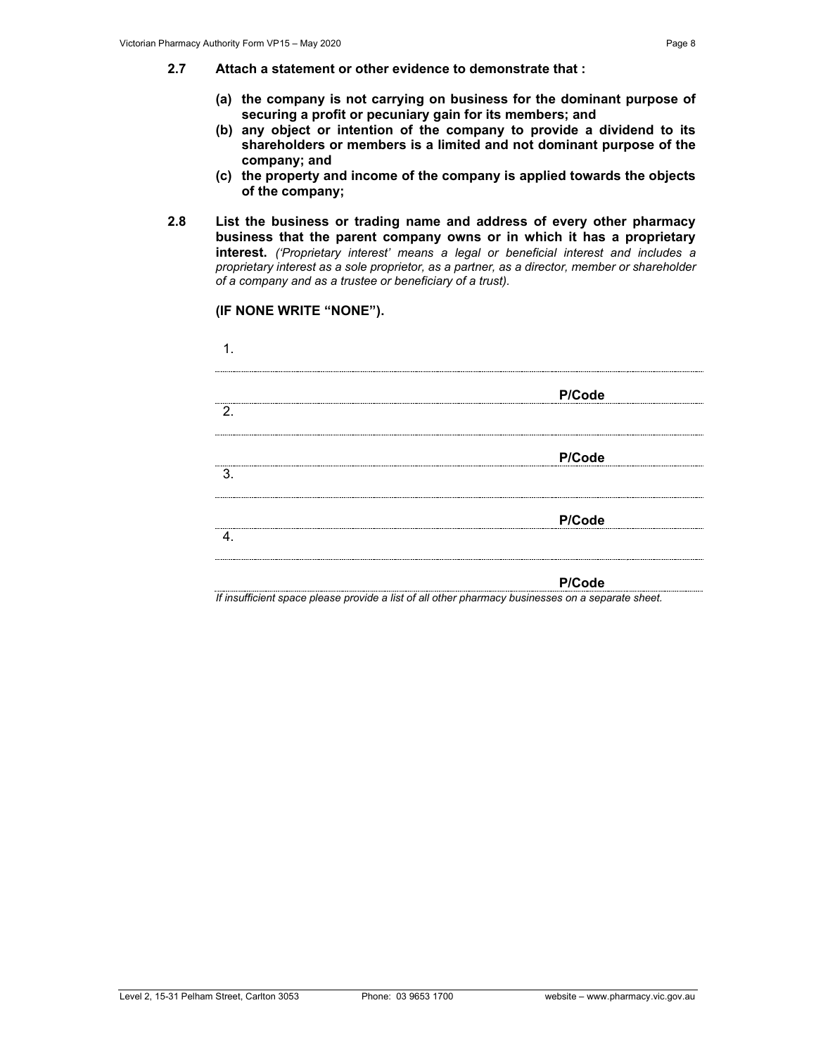**2.7 Attach a statement or other evidence to demonstrate that :**

**(a) the company is not carrying on business for the dominant purpose of securing a profit or pecuniary gain for its members; and**

**(b) any object or intention of the company to provide a dividend to its shareholders or members is a limited and not dominant purpose of the company; and**

**(c) the property and income of the company is applied towards the objects of the company;**

**2.8 List the business or trading name and address of every other pharmacy business that the parent company owns or in which it has a proprietary interest.** *('Proprietary interest' means a legal or beneficial interest and includes a proprietary interest as a sole proprietor, as a partner, as a director, member or shareholder of a company and as a trustee or beneficiary of a trust).*

**(IF NONE WRITE "NONE").**

1. ........................................................................................................

........................................................................................................ **P/Code** ..................

2. ........................................................................................................

........................................................................................................ **P/Code** ..................

3. ........................................................................................................

........................................................................................................ **P/Code** ..................

4. ........................................................................................................

........................................................................................................ **P/Code** ..................

*If insufficient space please provide a list of all other pharmacy businesses on a separate sheet.*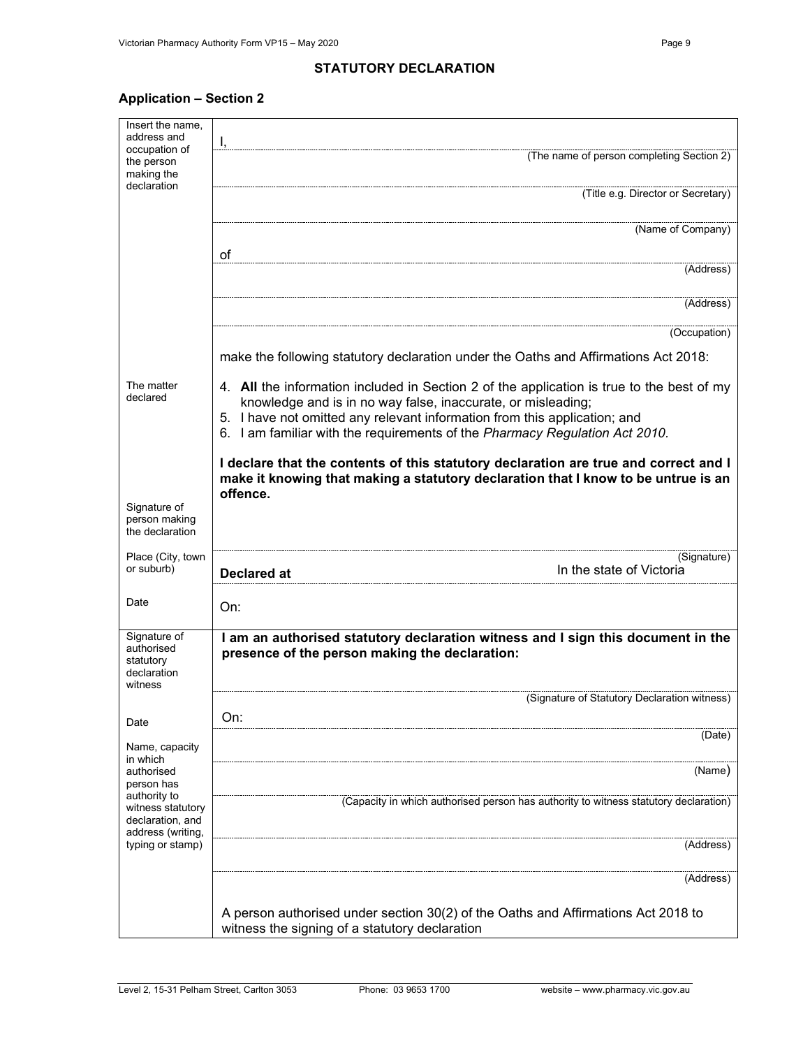## STATUTORY DECLARATION

### Application – Section 2

| | |
|---|---|
| Insert the name, address and occupation of the person making the declaration | I,<br>(The name of person completing Section 2)<br><br>(Title e.g. Director or Secretary)<br><br>(Name of Company)<br><br>of<br>(Address)<br><br>(Address)<br><br>(Occupation)<br><br>make the following statutory declaration under the Oaths and Affirmations Act 2018: |
| The matter declared | 4. **All** the information included in Section 2 of the application is true to the best of my knowledge and is in no way false, inaccurate, or misleading;<br>5. I have not omitted any relevant information from this application; and<br>6. I am familiar with the requirements of the *Pharmacy Regulation Act 2010*.<br><br>**I declare that the contents of this statutory declaration are true and correct and I make it knowing that making a statutory declaration that I know to be untrue is an offence.** |
| Signature of person making the declaration | (Signature) |
| Place (City, town or suburb) | **Declared at** In the state of Victoria |
| Date | On: |
| Signature of authorised statutory declaration witness | **I am an authorised statutory declaration witness and I sign this document in the presence of the person making the declaration:**<br><br>(Signature of Statutory Declaration witness) |
| Date | On:<br>(Date) |
| Name, capacity in which authorised person has authority to witness statutory declaration, and address (writing, typing or stamp) | (Name)<br><br>(Capacity in which authorised person has authority to witness statutory declaration)<br><br>(Address)<br><br>(Address)<br><br>A person authorised under section 30(2) of the Oaths and Affirmations Act 2018 to witness the signing of a statutory declaration |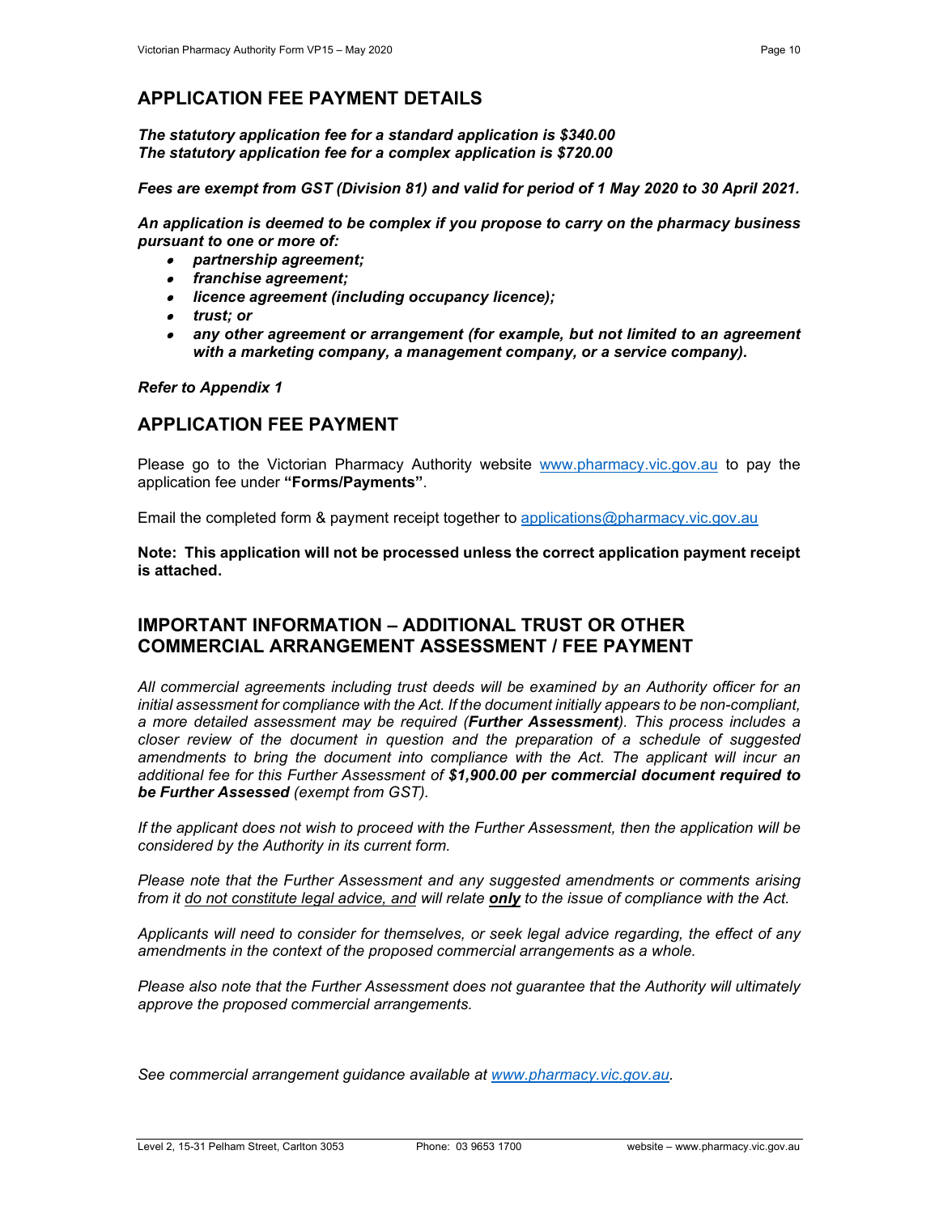## APPLICATION FEE PAYMENT DETAILS

***The statutory application fee for a standard application is $340.00***
***The statutory application fee for a complex application is $720.00***

***Fees are exempt from GST (Division 81) and valid for period of 1 May 2020 to 30 April 2021.***

***An application is deemed to be complex if you propose to carry on the pharmacy business pursuant to one or more of:***

- ***partnership agreement;***
- ***franchise agreement;***
- ***licence agreement (including occupancy licence);***
- ***trust; or***
- ***any other agreement or arrangement (for example, but not limited to an agreement with a marketing company, a management company, or a service company).***

***Refer to Appendix 1***

## APPLICATION FEE PAYMENT

Please go to the Victorian Pharmacy Authority website www.pharmacy.vic.gov.au to pay the application fee under **"Forms/Payments"**.

Email the completed form & payment receipt together to applications@pharmacy.vic.gov.au

**Note: This application will not be processed unless the correct application payment receipt is attached.**

## IMPORTANT INFORMATION – ADDITIONAL TRUST OR OTHER COMMERCIAL ARRANGEMENT ASSESSMENT / FEE PAYMENT

*All commercial agreements including trust deeds will be examined by an Authority officer for an initial assessment for compliance with the Act. If the document initially appears to be non-compliant, a more detailed assessment may be required (**Further Assessment**). This process includes a closer review of the document in question and the preparation of a schedule of suggested amendments to bring the document into compliance with the Act. The applicant will incur an additional fee for this Further Assessment of **$1,900.00 per commercial document required to be Further Assessed** (exempt from GST).*

*If the applicant does not wish to proceed with the Further Assessment, then the application will be considered by the Authority in its current form.*

*Please note that the Further Assessment and any suggested amendments or comments arising from it do not constitute legal advice, and will relate **only** to the issue of compliance with the Act.*

*Applicants will need to consider for themselves, or seek legal advice regarding, the effect of any amendments in the context of the proposed commercial arrangements as a whole.*

*Please also note that the Further Assessment does not guarantee that the Authority will ultimately approve the proposed commercial arrangements.*

*See commercial arrangement guidance available at www.pharmacy.vic.gov.au.*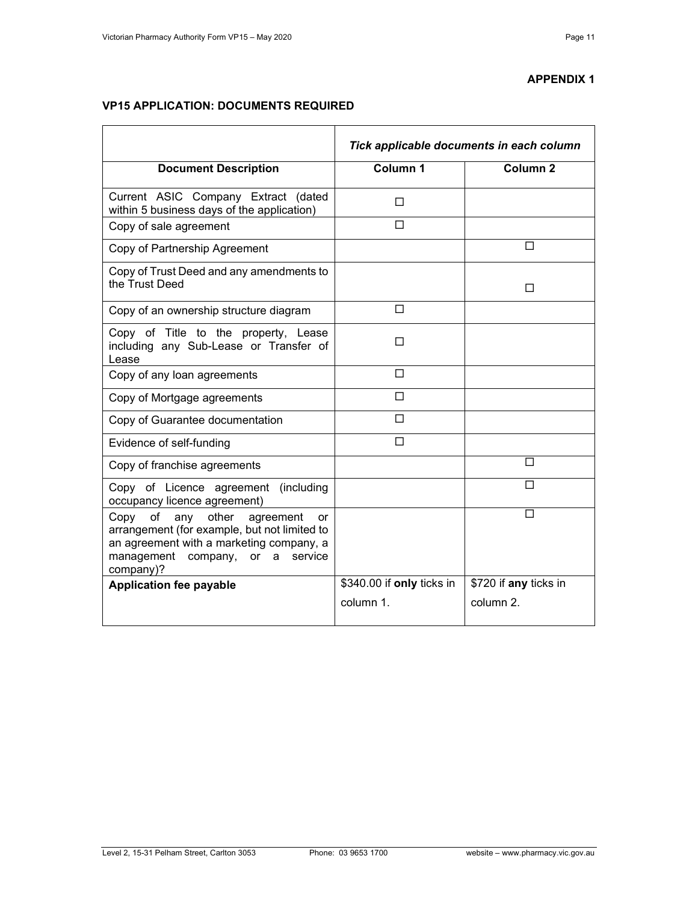**APPENDIX 1**

**VP15 APPLICATION: DOCUMENTS REQUIRED**

| | *Tick applicable documents in each column* | |
|---|---|---|
| **Document Description** | **Column 1** | **Column 2** |
| Current ASIC Company Extract (dated within 5 business days of the application) | ☐ | |
| Copy of sale agreement | ☐ | |
| Copy of Partnership Agreement | | ☐ |
| Copy of Trust Deed and any amendments to the Trust Deed | | ☐ |
| Copy of an ownership structure diagram | ☐ | |
| Copy of Title to the property, Lease including any Sub-Lease or Transfer of Lease | ☐ | |
| Copy of any loan agreements | ☐ | |
| Copy of Mortgage agreements | ☐ | |
| Copy of Guarantee documentation | ☐ | |
| Evidence of self-funding | ☐ | |
| Copy of franchise agreements | | ☐ |
| Copy of Licence agreement (including occupancy licence agreement) | | ☐ |
| Copy of any other agreement or arrangement (for example, but not limited to an agreement with a marketing company, a management company, or a service company)? | | ☐ |
| **Application fee payable** | $340.00 if **only** ticks in column 1. | $720 if **any** ticks in column 2. |